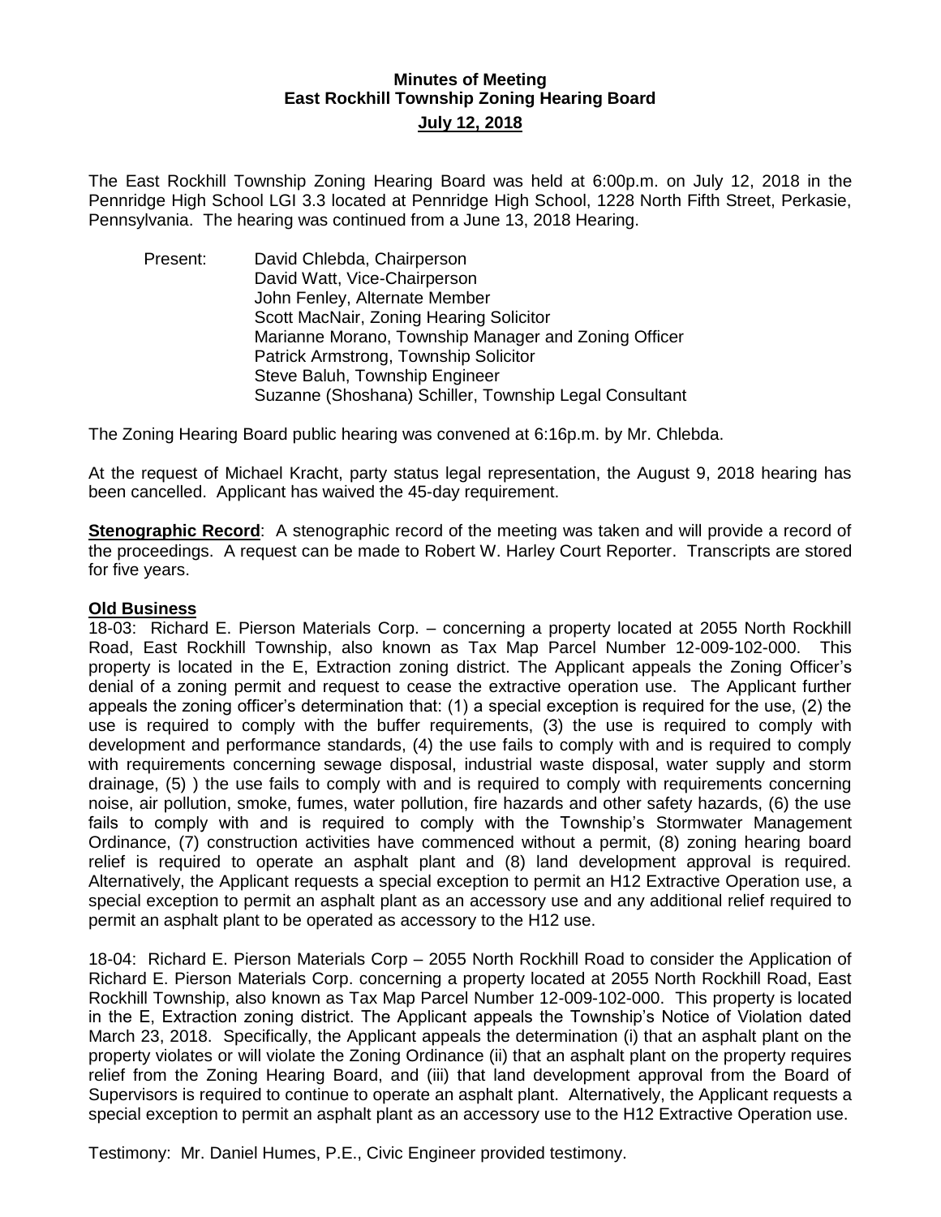**Minutes of Meeting**
**East Rockhill Township Zoning Hearing Board**
**July 12, 2018**

The East Rockhill Township Zoning Hearing Board was held at 6:00p.m. on July 12, 2018 in the Pennridge High School LGI 3.3 located at Pennridge High School, 1228 North Fifth Street, Perkasie, Pennsylvania. The hearing was continued from a June 13, 2018 Hearing.

Present:
- David Chlebda, Chairperson
- David Watt, Vice-Chairperson
- John Fenley, Alternate Member
- Scott MacNair, Zoning Hearing Solicitor
- Marianne Morano, Township Manager and Zoning Officer
- Patrick Armstrong, Township Solicitor
- Steve Baluh, Township Engineer
- Suzanne (Shoshana) Schiller, Township Legal Consultant

The Zoning Hearing Board public hearing was convened at 6:16p.m. by Mr. Chlebda.

At the request of Michael Kracht, party status legal representation, the August 9, 2018 hearing has been cancelled. Applicant has waived the 45-day requirement.

**Stenographic Record**: A stenographic record of the meeting was taken and will provide a record of the proceedings. A request can be made to Robert W. Harley Court Reporter. Transcripts are stored for five years.

**Old Business**

18-03: Richard E. Pierson Materials Corp. – concerning a property located at 2055 North Rockhill Road, East Rockhill Township, also known as Tax Map Parcel Number 12-009-102-000. This property is located in the E, Extraction zoning district. The Applicant appeals the Zoning Officer's denial of a zoning permit and request to cease the extractive operation use. The Applicant further appeals the zoning officer's determination that: (1) a special exception is required for the use, (2) the use is required to comply with the buffer requirements, (3) the use is required to comply with development and performance standards, (4) the use fails to comply with and is required to comply with requirements concerning sewage disposal, industrial waste disposal, water supply and storm drainage, (5) ) the use fails to comply with and is required to comply with requirements concerning noise, air pollution, smoke, fumes, water pollution, fire hazards and other safety hazards, (6) the use fails to comply with and is required to comply with the Township's Stormwater Management Ordinance, (7) construction activities have commenced without a permit, (8) zoning hearing board relief is required to operate an asphalt plant and (8) land development approval is required. Alternatively, the Applicant requests a special exception to permit an H12 Extractive Operation use, a special exception to permit an asphalt plant as an accessory use and any additional relief required to permit an asphalt plant to be operated as accessory to the H12 use.

18-04: Richard E. Pierson Materials Corp – 2055 North Rockhill Road to consider the Application of Richard E. Pierson Materials Corp. concerning a property located at 2055 North Rockhill Road, East Rockhill Township, also known as Tax Map Parcel Number 12-009-102-000. This property is located in the E, Extraction zoning district. The Applicant appeals the Township's Notice of Violation dated March 23, 2018. Specifically, the Applicant appeals the determination (i) that an asphalt plant on the property violates or will violate the Zoning Ordinance (ii) that an asphalt plant on the property requires relief from the Zoning Hearing Board, and (iii) that land development approval from the Board of Supervisors is required to continue to operate an asphalt plant. Alternatively, the Applicant requests a special exception to permit an asphalt plant as an accessory use to the H12 Extractive Operation use.

Testimony: Mr. Daniel Humes, P.E., Civic Engineer provided testimony.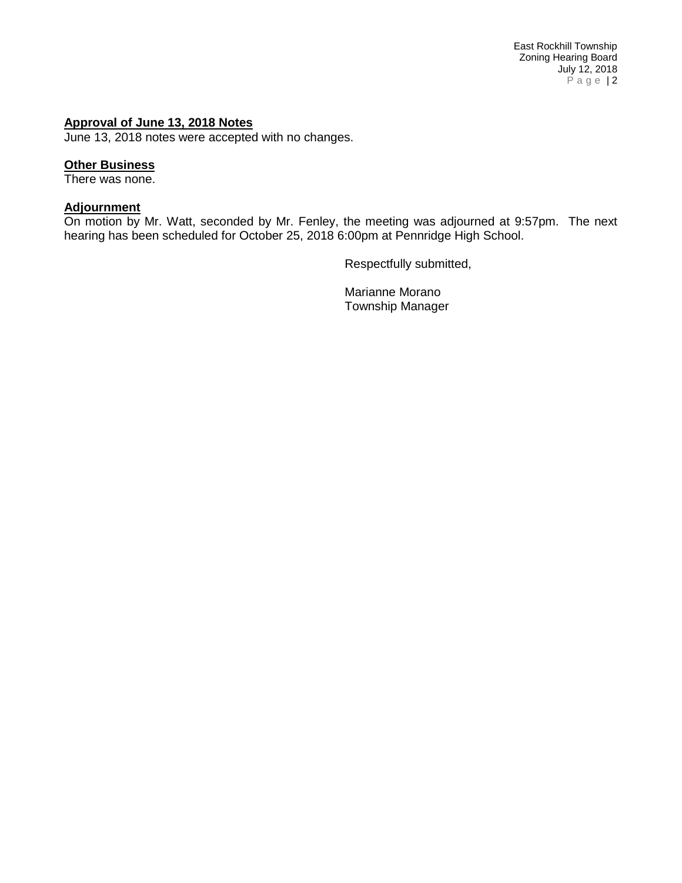**Approval of June 13, 2018 Notes**

June 13, 2018 notes were accepted with no changes.

**Other Business**

There was none.

**Adjournment**

On motion by Mr. Watt, seconded by Mr. Fenley, the meeting was adjourned at 9:57pm. The next hearing has been scheduled for October 25, 2018 6:00pm at Pennridge High School.

Respectfully submitted,

Marianne Morano
Township Manager